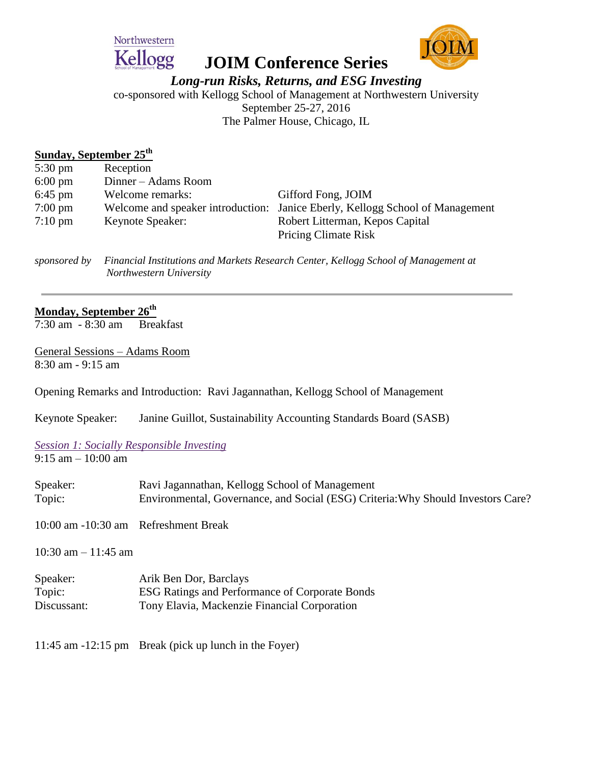Northwestern Kellogg School of Management

# JOIM Conference Series

### *Long-run Risks, Returns, and ESG Investing*

co-sponsored with Kellogg School of Management at Northwestern University
September 25-27, 2016
The Palmer House, Chicago, IL

## Sunday, September 25th

| | | |
|---|---|---|
| 5:30 pm | Reception | |
| 6:00 pm | Dinner – Adams Room | |
| 6:45 pm | Welcome remarks: | Gifford Fong, JOIM |
| 7:00 pm | Welcome and speaker introduction: | Janice Eberly, Kellogg School of Management |
| 7:10 pm | Keynote Speaker: | Robert Litterman, Kepos Capital<br>Pricing Climate Risk |

*sponsored by* *Financial Institutions and Markets Research Center, Kellogg School of Management at Northwestern University*

---

## Monday, September 26th

7:30 am - 8:30 am Breakfast

General Sessions – Adams Room
8:30 am - 9:15 am

Opening Remarks and Introduction: Ravi Jagannathan, Kellogg School of Management

Keynote Speaker: Janine Guillot, Sustainability Accounting Standards Board (SASB)

*Session 1: Socially Responsible Investing*
9:15 am – 10:00 am

Speaker: Ravi Jagannathan, Kellogg School of Management
Topic: Environmental, Governance, and Social (ESG) Criteria:Why Should Investors Care?

10:00 am -10:30 am Refreshment Break

10:30 am – 11:45 am

Speaker: Arik Ben Dor, Barclays
Topic: ESG Ratings and Performance of Corporate Bonds
Discussant: Tony Elavia, Mackenzie Financial Corporation

11:45 am -12:15 pm Break (pick up lunch in the Foyer)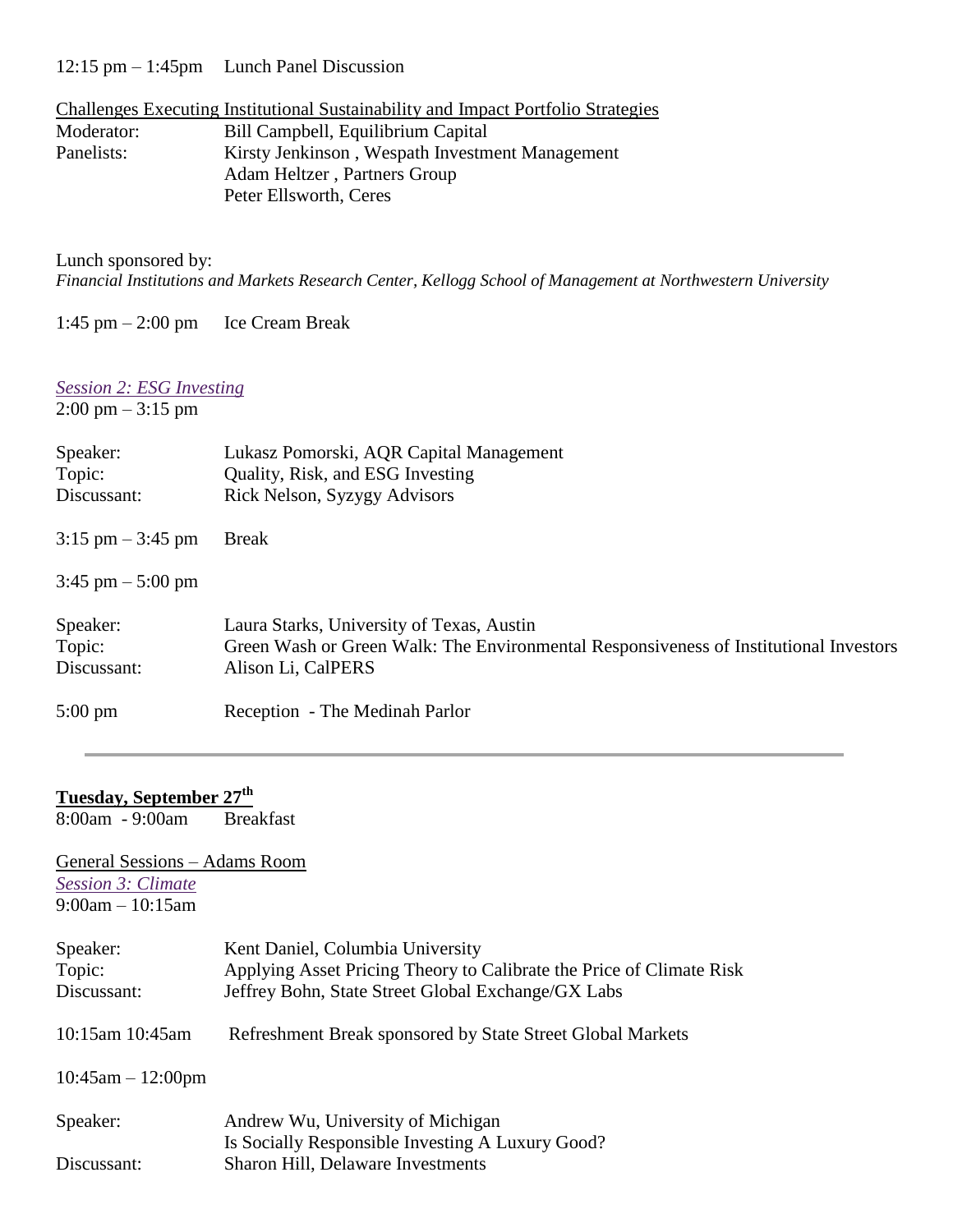12:15 pm – 1:45pm Lunch Panel Discussion

Challenges Executing Institutional Sustainability and Impact Portfolio Strategies

| | |
|---|---|
| Moderator: | Bill Campbell, Equilibrium Capital |
| Panelists: | Kirsty Jenkinson , Wespath Investment Management |
| | Adam Heltzer , Partners Group |
| | Peter Ellsworth, Ceres |

Lunch sponsored by:
*Financial Institutions and Markets Research Center, Kellogg School of Management at Northwestern University*

1:45 pm – 2:00 pm Ice Cream Break

*Session 2: ESG Investing*
2:00 pm – 3:15 pm

| | |
|---|---|
| Speaker: | Lukasz Pomorski, AQR Capital Management |
| Topic: | Quality, Risk, and ESG Investing |
| Discussant: | Rick Nelson, Syzygy Advisors |

3:15 pm – 3:45 pm Break

3:45 pm – 5:00 pm

| | |
|---|---|
| Speaker: | Laura Starks, University of Texas, Austin |
| Topic: | Green Wash or Green Walk: The Environmental Responsiveness of Institutional Investors |
| Discussant: | Alison Li, CalPERS |

5:00 pm Reception - The Medinah Parlor

---

**Tuesday, September 27th**
8:00am - 9:00am Breakfast

General Sessions – Adams Room
*Session 3: Climate*
9:00am – 10:15am

| | |
|---|---|
| Speaker: | Kent Daniel, Columbia University |
| Topic: | Applying Asset Pricing Theory to Calibrate the Price of Climate Risk |
| Discussant: | Jeffrey Bohn, State Street Global Exchange/GX Labs |

10:15am 10:45am Refreshment Break sponsored by State Street Global Markets

10:45am – 12:00pm

| | |
|---|---|
| Speaker: | Andrew Wu, University of Michigan |
| | Is Socially Responsible Investing A Luxury Good? |
| Discussant: | Sharon Hill, Delaware Investments |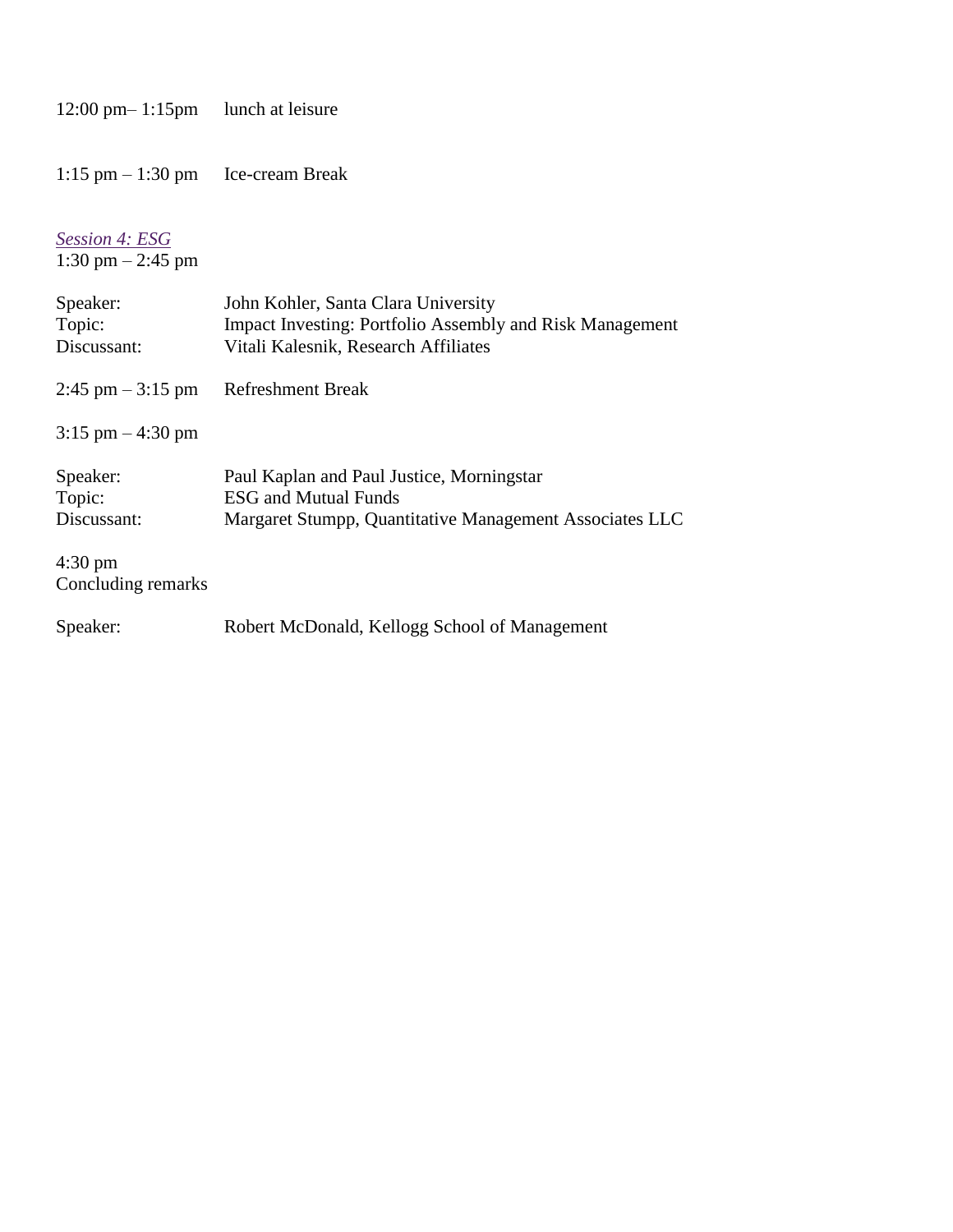12:00 pm– 1:15pm lunch at leisure

1:15 pm – 1:30 pm Ice-cream Break

*Session 4: ESG*
1:30 pm – 2:45 pm

Speaker: John Kohler, Santa Clara University
Topic: Impact Investing: Portfolio Assembly and Risk Management
Discussant: Vitali Kalesnik, Research Affiliates

2:45 pm – 3:15 pm Refreshment Break

3:15 pm – 4:30 pm

Speaker: Paul Kaplan and Paul Justice, Morningstar
Topic: ESG and Mutual Funds
Discussant: Margaret Stumpp, Quantitative Management Associates LLC

4:30 pm
Concluding remarks

Speaker: Robert McDonald, Kellogg School of Management